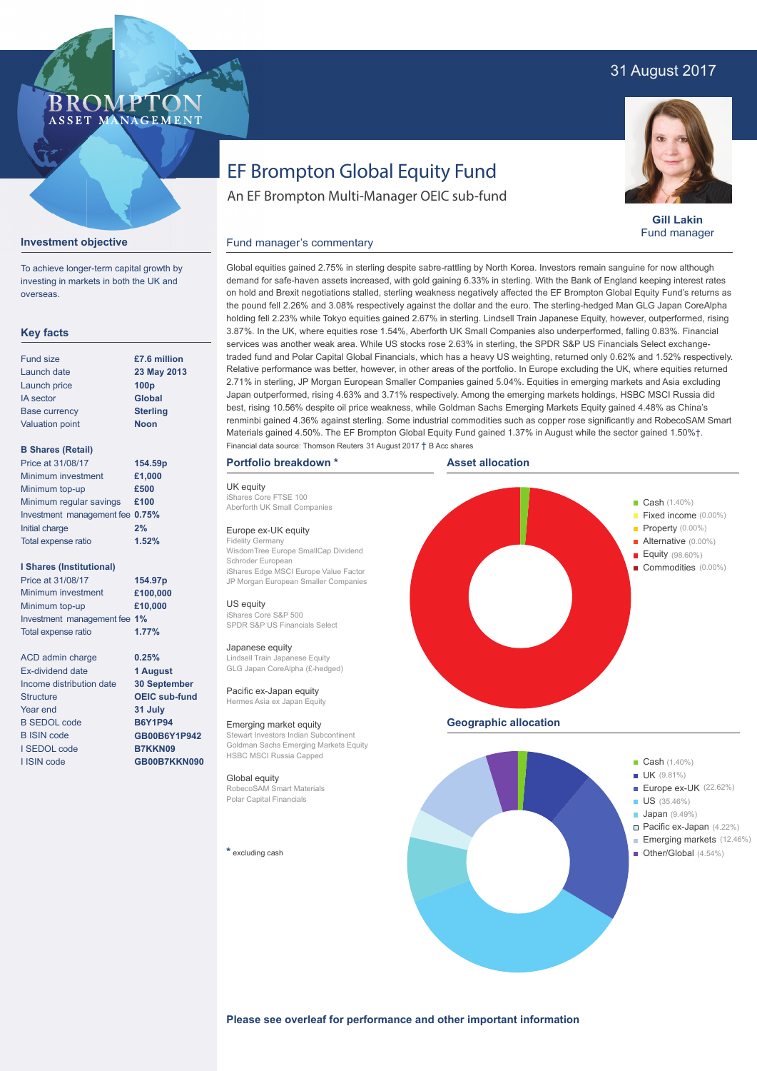31 August 2017

# EF Brompton Global Equity Fund

An EF Brompton Multi-Manager OEIC sub-fund

**Gill Lakin**
Fund manager

## Investment objective

To achieve longer-term capital growth by investing in markets in both the UK and overseas.

## Key facts

| | |
|---|---|
| Fund size | **£7.6 million** |
| Launch date | **23 May 2013** |
| Launch price | **100p** |
| IA sector | **Global** |
| Base currency | **Sterling** |
| Valuation point | **Noon** |

**B Shares (Retail)**

| | |
|---|---|
| Price at 31/08/17 | **154.59p** |
| Minimum investment | **£1,000** |
| Minimum top-up | **£500** |
| Minimum regular savings | **£100** |
| Investment management fee | **0.75%** |
| Initial charge | **2%** |
| Total expense ratio | **1.52%** |

**I Shares (Institutional)**

| | |
|---|---|
| Price at 31/08/17 | **154.97p** |
| Minimum investment | **£100,000** |
| Minimum top-up | **£10,000** |
| Investment management fee | **1%** |
| Total expense ratio | **1.77%** |

| | |
|---|---|
| ACD admin charge | **0.25%** |
| Ex-dividend date | **1 August** |
| Income distribution date | **30 September** |
| Structure | **OEIC sub-fund** |
| Year end | **31 July** |
| B SEDOL code | **B6Y1P94** |
| B ISIN code | **GB00B6Y1P942** |
| I SEDOL code | **B7KKN09** |
| I ISIN code | **GB00B7KKN090** |

## Fund manager's commentary

Global equities gained 2.75% in sterling despite sabre-rattling by North Korea. Investors remain sanguine for now although demand for safe-haven assets increased, with gold gaining 6.33% in sterling. With the Bank of England keeping interest rates on hold and Brexit negotiations stalled, sterling weakness negatively affected the EF Brompton Global Equity Fund's returns as the pound fell 2.26% and 3.08% respectively against the dollar and the euro. The sterling-hedged Man GLG Japan CoreAlpha holding fell 2.23% while Tokyo equities gained 2.67% in sterling. Lindsell Train Japanese Equity, however, outperformed, rising 3.87%. In the UK, where equities rose 1.54%, Aberforth UK Small Companies also underperformed, falling 0.83%. Financial services was another weak area. While US stocks rose 2.63% in sterling, the SPDR S&P US Financials Select exchange-traded fund and Polar Capital Global Financials, which has a heavy US weighting, returned only 0.62% and 1.52% respectively. Relative performance was better, however, in other areas of the portfolio. In Europe excluding the UK, where equities returned 2.71% in sterling, JP Morgan European Smaller Companies gained 5.04%. Equities in emerging markets and Asia excluding Japan outperformed, rising 4.63% and 3.71% respectively. Among the emerging markets holdings, HSBC MSCI Russia did best, rising 10.56% despite oil price weakness, while Goldman Sachs Emerging Markets Equity gained 4.48% as China's renminbi gained 4.36% against sterling. Some industrial commodities such as copper rose significantly and RobecoSAM Smart Materials gained 4.50%. The EF Brompton Global Equity Fund gained 1.37% in August while the sector gained 1.50%†.

Financial data source: Thomson Reuters 31 August 2017 † B Acc shares

## Portfolio breakdown *

**UK equity**
iShares Core FTSE 100
Aberforth UK Small Companies

**Europe ex-UK equity**
Fidelity Germany
WisdomTree Europe SmallCap Dividend
Schroder European
iShares Edge MSCI Europe Value Factor
JP Morgan European Smaller Companies

**US equity**
iShares Core S&P 500
SPDR S&P US Financials Select

**Japanese equity**
Lindsell Train Japanese Equity
GLG Japan CoreAlpha (£-hedged)

**Pacific ex-Japan equity**
Hermes Asia ex Japan Equity

**Emerging market equity**
Stewart Investors Indian Subcontinent
Goldman Sachs Emerging Markets Equity
HSBC MSCI Russia Capped

**Global equity**
RobecoSAM Smart Materials
Polar Capital Financials

* excluding cash

## Asset allocation

- Cash (1.40%)
- Fixed income (0.00%)
- Property (0.00%)
- Alternative (0.00%)
- Equity (98.60%)
- Commodities (0.00%)

## Geographic allocation

- Cash (1.40%)
- UK (9.81%)
- Europe ex-UK (22.62%)
- US (35.46%)
- Japan (9.49%)
- Pacific ex-Japan (4.22%)
- Emerging markets (12.46%)
- Other/Global (4.54%)

**Please see overleaf for performance and other important information**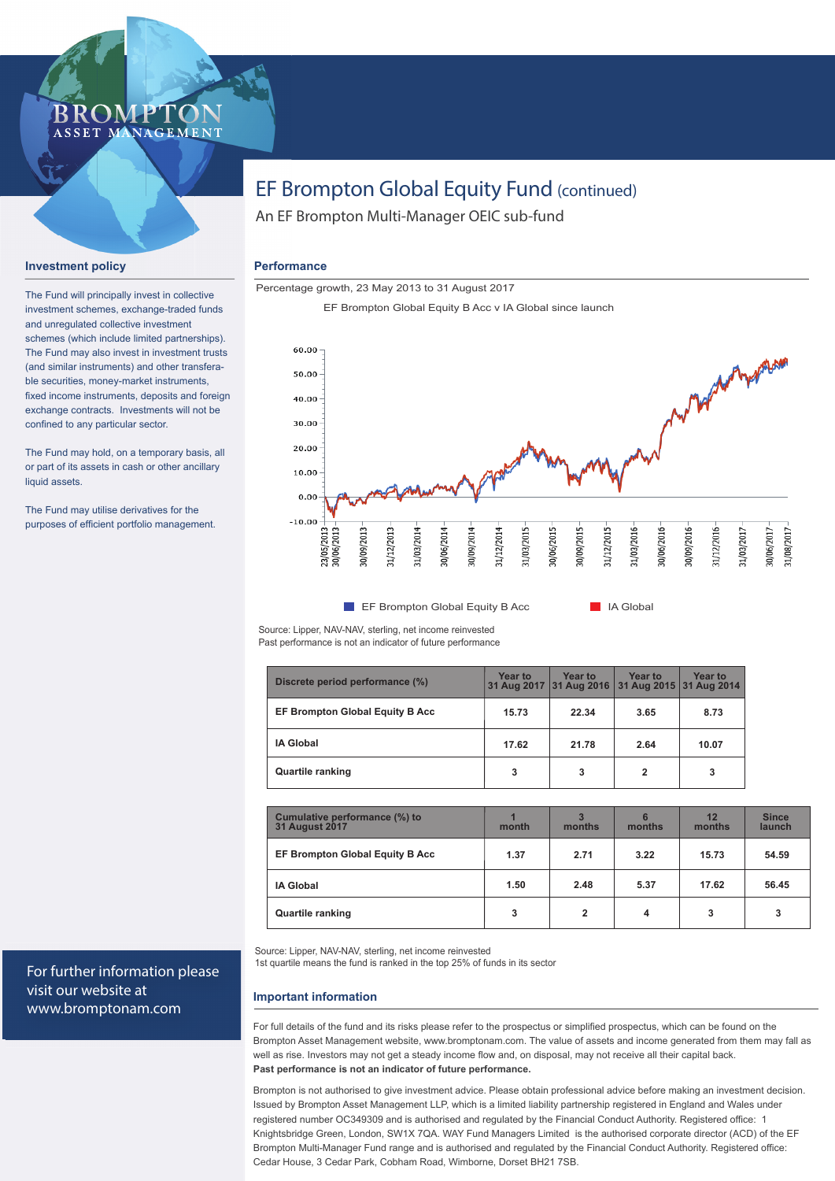# EF Brompton Global Equity Fund (continued)

An EF Brompton Multi-Manager OEIC sub-fund

## Investment policy

The Fund will principally invest in collective investment schemes, exchange-traded funds and unregulated collective investment schemes (which include limited partnerships). The Fund may also invest in investment trusts (and similar instruments) and other transferable securities, money-market instruments, fixed income instruments, deposits and foreign exchange contracts. Investments will not be confined to any particular sector.

The Fund may hold, on a temporary basis, all or part of its assets in cash or other ancillary liquid assets.

The Fund may utilise derivatives for the purposes of efficient portfolio management.

For further information please visit our website at www.bromptonam.com

## Performance

Percentage growth, 23 May 2013 to 31 August 2017

EF Brompton Global Equity B Acc v IA Global since launch

60.00
50.00
40.00
30.00
20.00
10.00
0.00
-10.00

23/05/2013 30/06/2013 30/09/2013 31/12/2013 31/03/2014 30/06/2014 30/09/2014 31/12/2014 31/03/2015 30/06/2015 30/09/2015 31/12/2015 31/03/2016 30/06/2016 30/09/2016 31/12/2016 31/03/2017 30/06/2017 31/08/2017

EF Brompton Global Equity B Acc
IA Global

Source: Lipper, NAV-NAV, sterling, net income reinvested
Past performance is not an indicator of future performance

| Discrete period performance (%) | Year to 31 Aug 2017 | Year to 31 Aug 2016 | Year to 31 Aug 2015 | Year to 31 Aug 2014 |
|---|---|---|---|---|
| EF Brompton Global Equity B Acc | 15.73 | 22.34 | 3.65 | 8.73 |
| IA Global | 17.62 | 21.78 | 2.64 | 10.07 |
| Quartile ranking | 3 | 3 | 2 | 3 |

| Cumulative performance (%) to 31 August 2017 | 1 month | 3 months | 6 months | 12 months | Since launch |
|---|---|---|---|---|---|
| EF Brompton Global Equity B Acc | 1.37 | 2.71 | 3.22 | 15.73 | 54.59 |
| IA Global | 1.50 | 2.48 | 5.37 | 17.62 | 56.45 |
| Quartile ranking | 3 | 2 | 4 | 3 | 3 |

Source: Lipper, NAV-NAV, sterling, net income reinvested
1st quartile means the fund is ranked in the top 25% of funds in its sector

## Important information

For full details of the fund and its risks please refer to the prospectus or simplified prospectus, which can be found on the Brompton Asset Management website, www.bromptonam.com. The value of assets and income generated from them may fall as well as rise. Investors may not get a steady income flow and, on disposal, may not receive all their capital back.
**Past performance is not an indicator of future performance.**

Brompton is not authorised to give investment advice. Please obtain professional advice before making an investment decision. Issued by Brompton Asset Management LLP, which is a limited liability partnership registered in England and Wales under registered number OC349309 and is authorised and regulated by the Financial Conduct Authority. Registered office: 1 Knightsbridge Green, London, SW1X 7QA. WAY Fund Managers Limited is the authorised corporate director (ACD) of the EF Brompton Multi-Manager Fund range and is authorised and regulated by the Financial Conduct Authority. Registered office: Cedar House, 3 Cedar Park, Cobham Road, Wimborne, Dorset BH21 7SB.